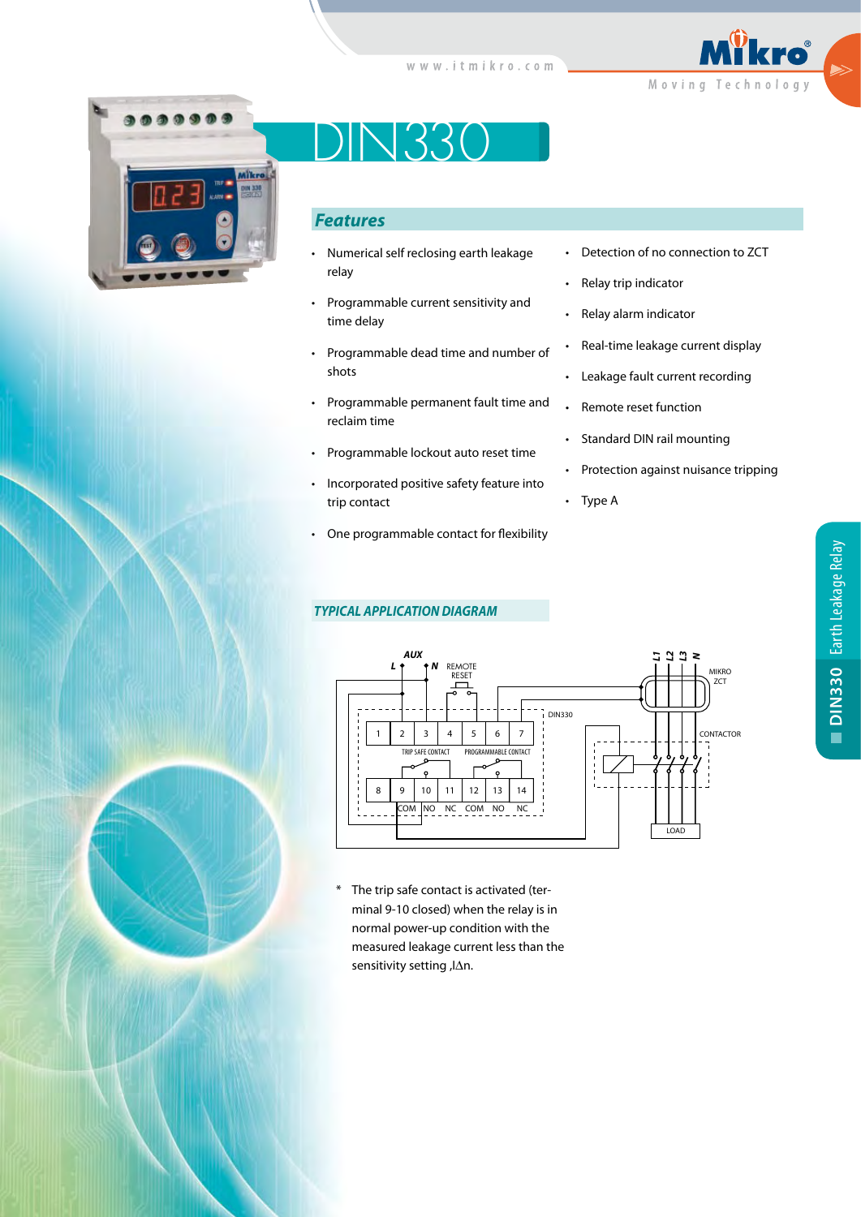# DIN330

## Features

- Numerical self reclosing earth leakage relay
- Programmable current sensitivity and time delay
- Programmable dead time and number of shots
- Programmable permanent fault time and reclaim time
- Programmable lockout auto reset time
- Incorporated positive safety feature into trip contact
- One programmable contact for flexibility
- Detection of no connection to ZCT
- Relay trip indicator
- Relay alarm indicator
- Real-time leakage current display
- Leakage fault current recording
- Remote reset function
- Standard DIN rail mounting
- Protection against nuisance tripping
- Type A

## TYPICAL APPLICATION DIAGRAM

\* The trip safe contact is activated (terminal 9-10 closed) when the relay is in normal power-up condition with the measured leakage current less than the sensitivity setting ,IΔn.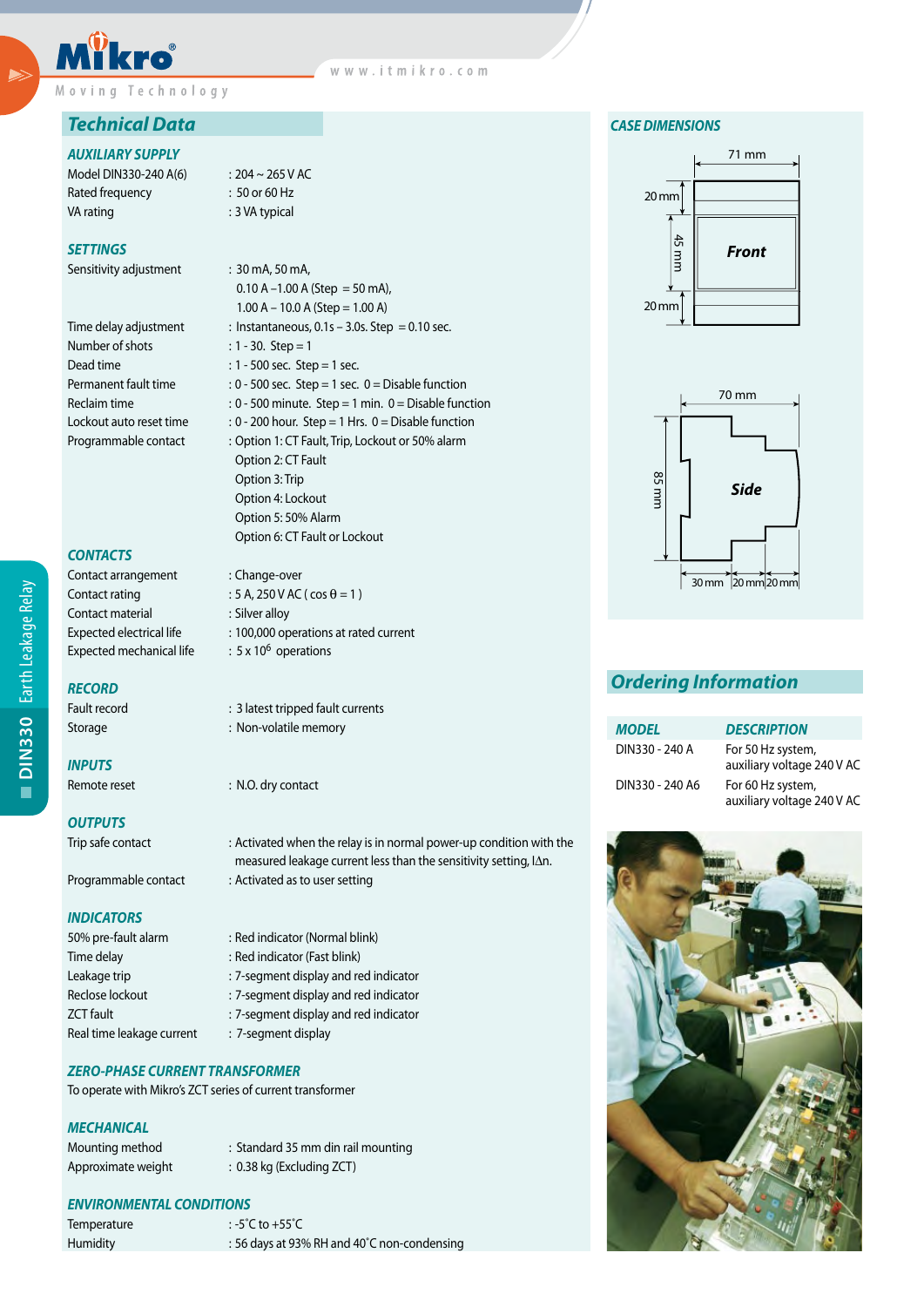## Technical Data

### AUXILIARY SUPPLY

| | |
|---|---|
| Model DIN330-240 A(6) | : 204 ~ 265 V AC |
| Rated frequency | : 50 or 60 Hz |
| VA rating | : 3 VA typical |

### SETTINGS

| | |
|---|---|
| Sensitivity adjustment | : 30 mA, 50 mA, 0.10 A –1.00 A (Step = 50 mA), 1.00 A – 10.0 A (Step = 1.00 A) |
| Time delay adjustment | : Instantaneous, 0.1s – 3.0s. Step = 0.10 sec. |
| Number of shots | : 1 - 30. Step = 1 |
| Dead time | : 1 - 500 sec. Step = 1 sec. |
| Permanent fault time | : 0 - 500 sec. Step = 1 sec. 0 = Disable function |
| Reclaim time | : 0 - 500 minute. Step = 1 min. 0 = Disable function |
| Lockout auto reset time | : 0 - 200 hour. Step = 1 Hrs. 0 = Disable function |
| Programmable contact | : Option 1: CT Fault, Trip, Lockout or 50% alarm<br>Option 2: CT Fault<br>Option 3: Trip<br>Option 4: Lockout<br>Option 5: 50% Alarm<br>Option 6: CT Fault or Lockout |

### CONTACTS

| | |
|---|---|
| Contact arrangement | : Change-over |
| Contact rating | : 5 A, 250 V AC ( cos θ = 1 ) |
| Contact material | : Silver alloy |
| Expected electrical life | : 100,000 operations at rated current |
| Expected mechanical life | : 5 x $10^6$ operations |

### RECORD

| | |
|---|---|
| Fault record | : 3 latest tripped fault currents |
| Storage | : Non-volatile memory |

### INPUTS

| | |
|---|---|
| Remote reset | : N.O. dry contact |

### OUTPUTS

| | |
|---|---|
| Trip safe contact | : Activated when the relay is in normal power-up condition with the measured leakage current less than the sensitivity setting, IΔn. |
| Programmable contact | : Activated as to user setting |

### INDICATORS

| | |
|---|---|
| 50% pre-fault alarm | : Red indicator (Normal blink) |
| Time delay | : Red indicator (Fast blink) |
| Leakage trip | : 7-segment display and red indicator |
| Reclose lockout | : 7-segment display and red indicator |
| ZCT fault | : 7-segment display and red indicator |
| Real time leakage current | : 7-segment display |

### ZERO-PHASE CURRENT TRANSFORMER

To operate with Mikro's ZCT series of current transformer

### MECHANICAL

| | |
|---|---|
| Mounting method | : Standard 35 mm din rail mounting |
| Approximate weight | : 0.38 kg (Excluding ZCT) |

### ENVIRONMENTAL CONDITIONS

| | |
|---|---|
| Temperature | : -5˚C to +55˚C |
| Humidity | : 56 days at 93% RH and 40˚C non-condensing |

### CASE DIMENSIONS

71 mm
20 mm
45 mm
20 mm
Front

70 mm
85 mm
Side
30 mm
20 mm
20 mm

## Ordering Information

| MODEL | DESCRIPTION |
|---|---|
| DIN330 - 240 A | For 50 Hz system, auxiliary voltage 240 V AC |
| DIN330 - 240 A6 | For 60 Hz system, auxiliary voltage 240 V AC |